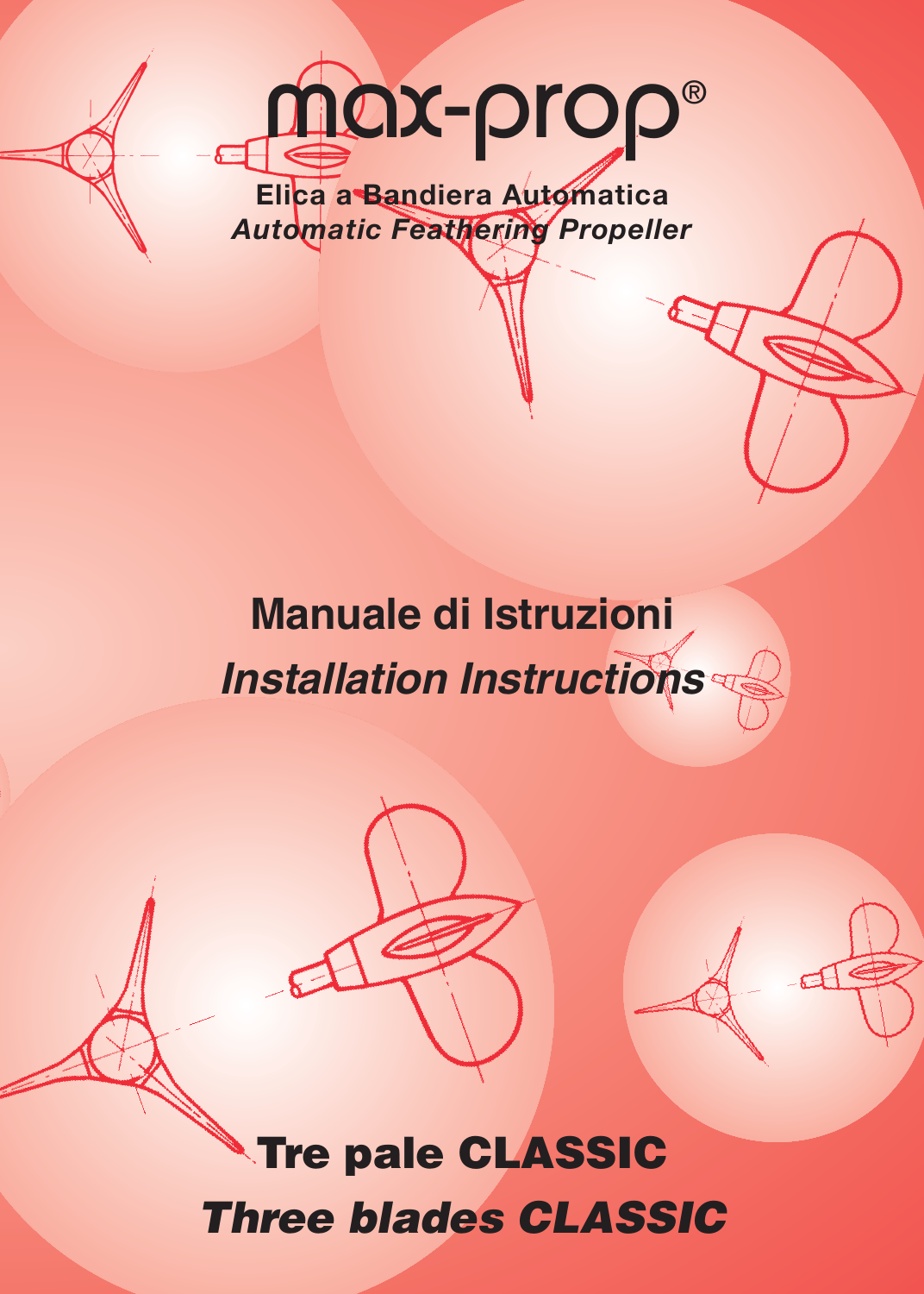# max-prop®

**Elica a Bandiera Automatica**

***Automatic Feathering Propeller***

## Manuale di Istruzioni

## *Installation Instructions*

# Tre pale CLASSIC

# *Three blades CLASSIC*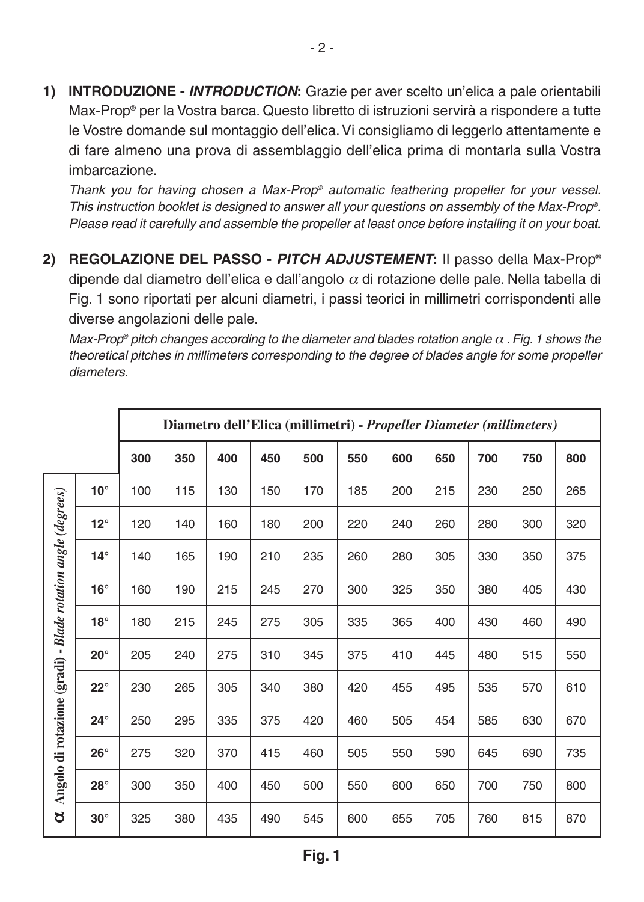**1) INTRODUZIONE - *INTRODUCTION*:** Grazie per aver scelto un'elica a pale orientabili Max-Prop® per la Vostra barca. Questo libretto di istruzioni servirà a rispondere a tutte le Vostre domande sul montaggio dell'elica. Vi consigliamo di leggerlo attentamente e di fare almeno una prova di assemblaggio dell'elica prima di montarla sulla Vostra imbarcazione.

*Thank you for having chosen a Max-Prop® automatic feathering propeller for your vessel. This instruction booklet is designed to answer all your questions on assembly of the Max-Prop®. Please read it carefully and assemble the propeller at least once before installing it on your boat.*

**2) REGOLAZIONE DEL PASSO - *PITCH ADJUSTEMENT*:** Il passo della Max-Prop® dipende dal diametro dell'elica e dall'angolo $\alpha$ di rotazione delle pale. Nella tabella di Fig. 1 sono riportati per alcuni diametri, i passi teorici in millimetri corrispondenti alle diverse angolazioni delle pale.

*Max-Prop® pitch changes according to the diameter and blades rotation angle $\alpha$ . Fig. 1 shows the theoretical pitches in millimeters corresponding to the degree of blades angle for some propeller diameters.*

| $\alpha$ Angolo di rotazione (gradi) - *Blade rotation angle (degrees)* | Diametro dell'Elica (millimetri) - *Propeller Diameter (millimeters)* | | | | | | | | | | |
|---|---|---|---|---|---|---|---|---|---|---|---|
| | 300 | 350 | 400 | 450 | 500 | 550 | 600 | 650 | 700 | 750 | 800 |
| 10° | 100 | 115 | 130 | 150 | 170 | 185 | 200 | 215 | 230 | 250 | 265 |
| 12° | 120 | 140 | 160 | 180 | 200 | 220 | 240 | 260 | 280 | 300 | 320 |
| 14° | 140 | 165 | 190 | 210 | 235 | 260 | 280 | 305 | 330 | 350 | 375 |
| 16° | 160 | 190 | 215 | 245 | 270 | 300 | 325 | 350 | 380 | 405 | 430 |
| 18° | 180 | 215 | 245 | 275 | 305 | 335 | 365 | 400 | 430 | 460 | 490 |
| 20° | 205 | 240 | 275 | 310 | 345 | 375 | 410 | 445 | 480 | 515 | 550 |
| 22° | 230 | 265 | 305 | 340 | 380 | 420 | 455 | 495 | 535 | 570 | 610 |
| 24° | 250 | 295 | 335 | 375 | 420 | 460 | 505 | 454 | 585 | 630 | 670 |
| 26° | 275 | 320 | 370 | 415 | 460 | 505 | 550 | 590 | 645 | 690 | 735 |
| 28° | 300 | 350 | 400 | 450 | 500 | 550 | 600 | 650 | 700 | 750 | 800 |
| 30° | 325 | 380 | 435 | 490 | 545 | 600 | 655 | 705 | 760 | 815 | 870 |

**Fig. 1**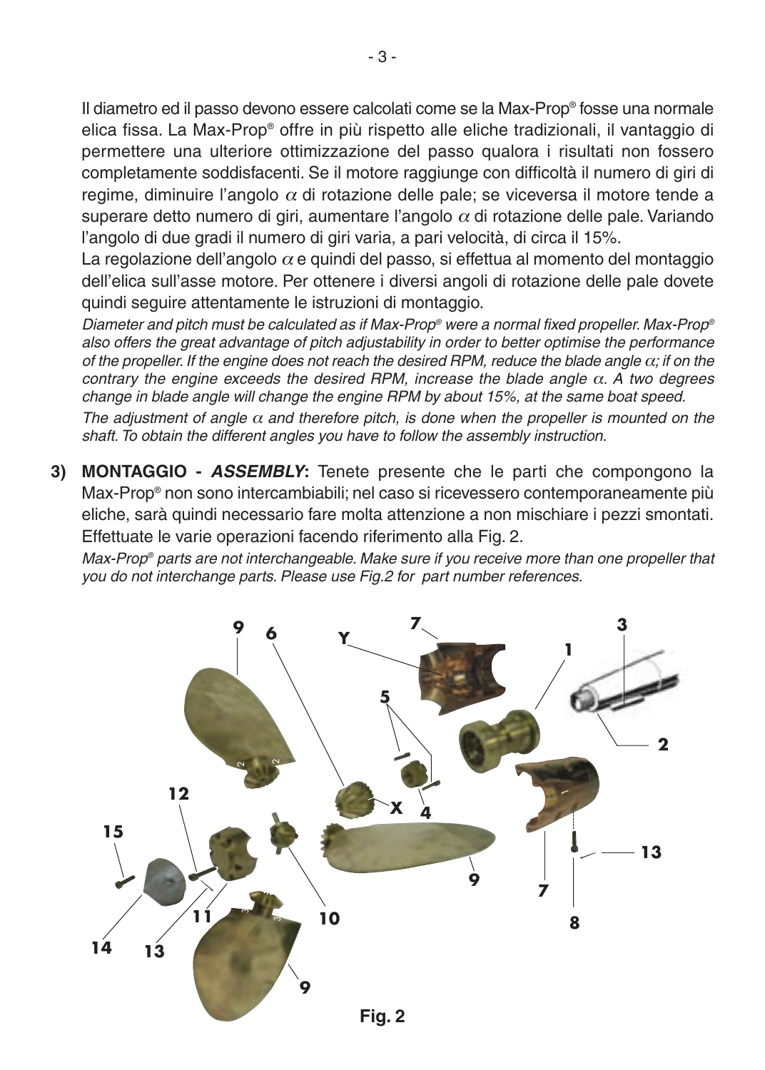Il diametro ed il passo devono essere calcolati come se la Max-Prop® fosse una normale elica fissa. La Max-Prop® offre in più rispetto alle eliche tradizionali, il vantaggio di permettere una ulteriore ottimizzazione del passo qualora i risultati non fossero completamente soddisfacenti. Se il motore raggiunge con difficoltà il numero di giri di regime, diminuire l'angolo $\alpha$ di rotazione delle pale; se viceversa il motore tende a superare detto numero di giri, aumentare l'angolo $\alpha$ di rotazione delle pale. Variando l'angolo di due gradi il numero di giri varia, a pari velocità, di circa il 15%.

La regolazione dell'angolo $\alpha$ e quindi del passo, si effettua al momento del montaggio dell'elica sull'asse motore. Per ottenere i diversi angoli di rotazione delle pale dovete quindi seguire attentamente le istruzioni di montaggio.

*Diameter and pitch must be calculated as if Max-Prop® were a normal fixed propeller. Max-Prop® also offers the great advantage of pitch adjustability in order to better optimise the performance of the propeller. If the engine does not reach the desired RPM, reduce the blade angle $\alpha$; if on the contrary the engine exceeds the desired RPM, increase the blade angle $\alpha$. A two degrees change in blade angle will change the engine RPM by about 15%, at the same boat speed.*

*The adjustment of angle $\alpha$ and therefore pitch, is done when the propeller is mounted on the shaft. To obtain the different angles you have to follow the assembly instruction.*

**3) MONTAGGIO - *ASSEMBLY*:** Tenete presente che le parti che compongono la Max-Prop® non sono intercambiabili; nel caso si ricevessero contemporaneamente più eliche, sarà quindi necessario fare molta attenzione a non mischiare i pezzi smontati. Effettuate le varie operazioni facendo riferimento alla Fig. 2.

*Max-Prop® parts are not interchangeable. Make sure if you receive more than one propeller that you do not interchange parts. Please use Fig.2 for part number references.*

Fig. 2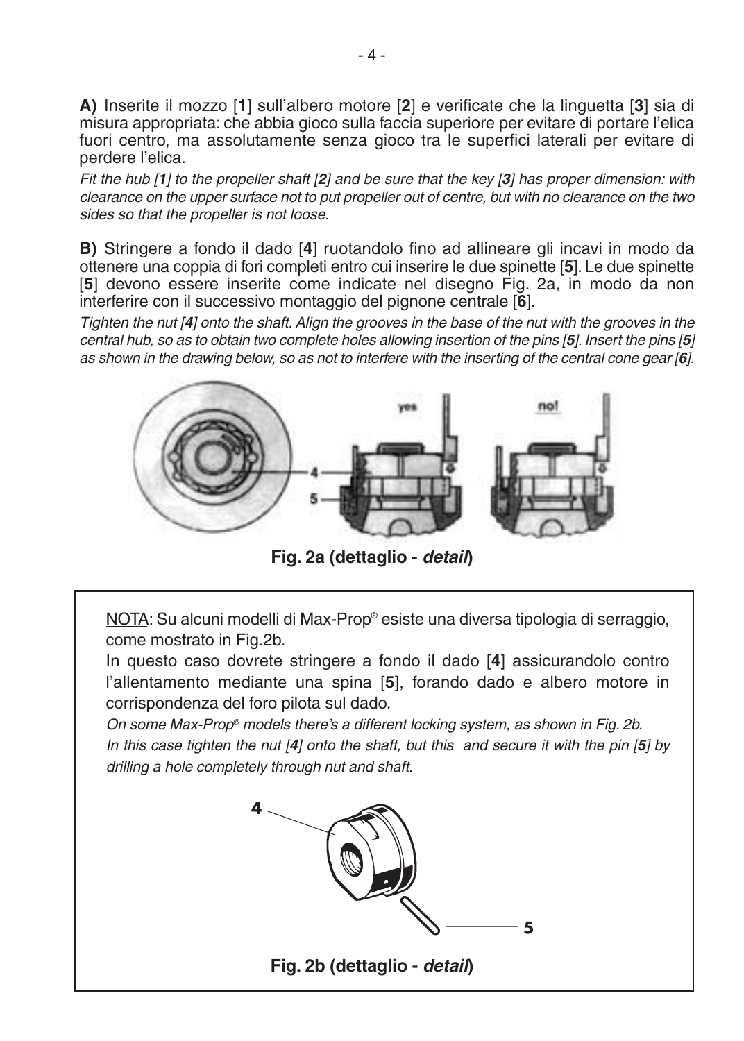**A)** Inserite il mozzo [**1**] sull'albero motore [**2**] e verificate che la linguetta [**3**] sia di misura appropriata: che abbia gioco sulla faccia superiore per evitare di portare l'elica fuori centro, ma assolutamente senza gioco tra le superfici laterali per evitare di perdere l'elica.

*Fit the hub [**1**] to the propeller shaft [**2**] and be sure that the key [**3**] has proper dimension: with clearance on the upper surface not to put propeller out of centre, but with no clearance on the two sides so that the propeller is not loose.*

**B)** Stringere a fondo il dado [**4**] ruotandolo fino ad allineare gli incavi in modo da ottenere una coppia di fori completi entro cui inserire le due spinette [**5**]. Le due spinette [**5**] devono essere inserite come indicate nel disegno Fig. 2a, in modo da non interferire con il successivo montaggio del pignone centrale [**6**].

*Tighten the nut [**4**] onto the shaft. Align the grooves in the base of the nut with the grooves in the central hub, so as to obtain two complete holes allowing insertion of the pins [**5**]. Insert the pins [**5**] as shown in the drawing below, so as not to interfere with the inserting of the central cone gear [**6**].*

**Fig. 2a (dettaglio - *detail*)**

NOTA: Su alcuni modelli di Max-Prop® esiste una diversa tipologia di serraggio, come mostrato in Fig.2b.

In questo caso dovrete stringere a fondo il dado [**4**] assicurandolo contro l'allentamento mediante una spina [**5**], forando dado e albero motore in corrispondenza del foro pilota sul dado.

*On some Max-Prop® models there's a different locking system, as shown in Fig. 2b.*
*In this case tighten the nut [**4**] onto the shaft, but this and secure it with the pin [**5**] by drilling a hole completely through nut and shaft.*

**Fig. 2b (dettaglio - *detail*)**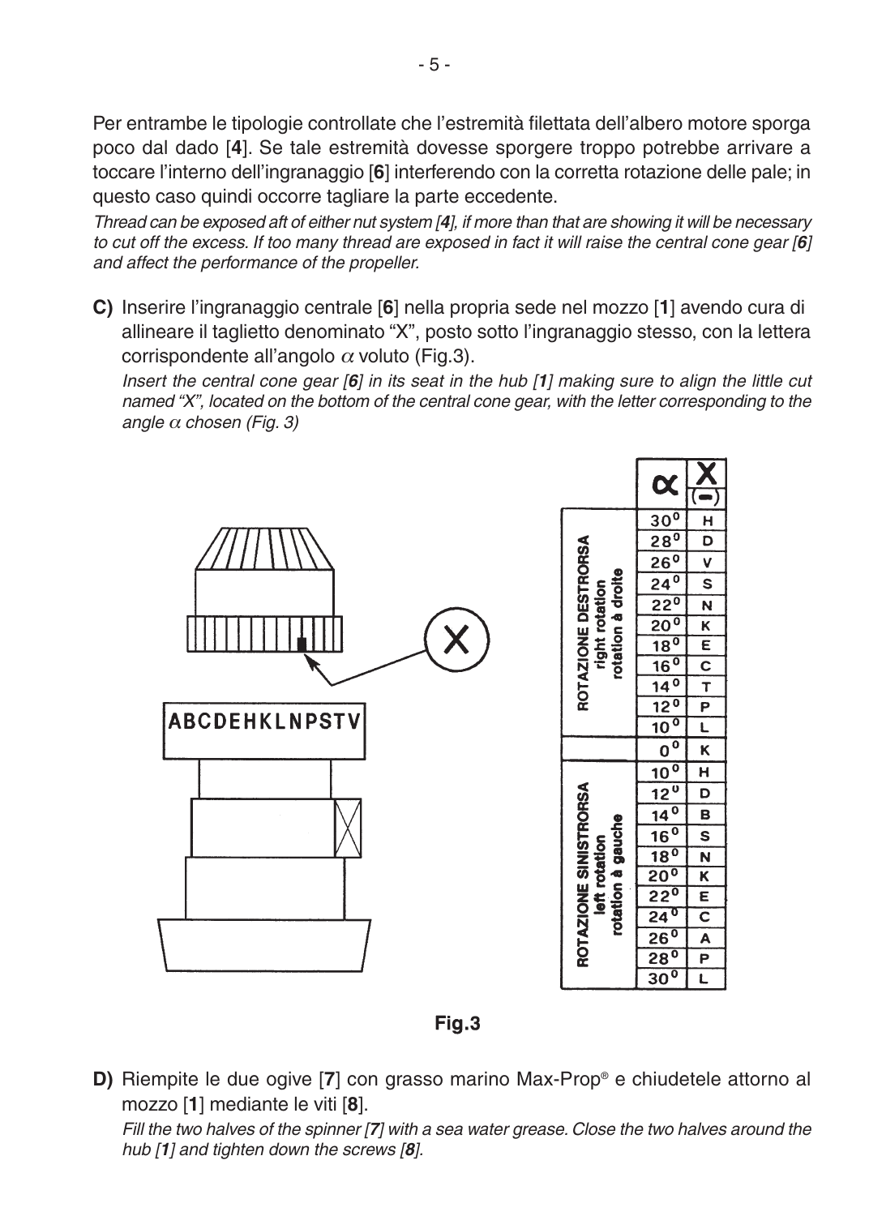Per entrambe le tipologie controllate che l'estremità filettata dell'albero motore sporga poco dal dado [**4**]. Se tale estremità dovesse sporgere troppo potrebbe arrivare a toccare l'interno dell'ingranaggio [**6**] interferendo con la corretta rotazione delle pale; in questo caso quindi occorre tagliare la parte eccedente.

*Thread can be exposed aft of either nut system [**4**], if more than that are showing it will be necessary to cut off the excess. If too many thread are exposed in fact it will raise the central cone gear [**6**] and affect the performance of the propeller.*

**C)** Inserire l'ingranaggio centrale [**6**] nella propria sede nel mozzo [**1**] avendo cura di allineare il taglietto denominato "X", posto sotto l'ingranaggio stesso, con la lettera corrispondente all'angolo $\alpha$ voluto (Fig.3).

*Insert the central cone gear [**6**] in its seat in the hub [**1**] making sure to align the little cut named "X", located on the bottom of the central cone gear, with the letter corresponding to the angle $\alpha$ chosen (Fig. 3)*

ABCDEHKLNPSTV

| | α | X (–) |
|---|---|---|
| ROTAZIONE DESTRORSA right rotation rotation à droite | 30° | H |
| | 28° | D |
| | 26° | V |
| | 24° | S |
| | 22° | N |
| | 20° | K |
| | 18° | E |
| | 16° | C |
| | 14° | T |
| | 12° | P |
| | 10° | L |
| | 0° | K |
| ROTAZIONE SINISTRORSA left rotation rotation à gauche | 10° | H |
| | 12° | D |
| | 14° | B |
| | 16° | S |
| | 18° | N |
| | 20° | K |
| | 22° | E |
| | 24° | C |
| | 26° | A |
| | 28° | P |
| | 30° | L |

**Fig.3**

**D)** Riempite le due ogive [**7**] con grasso marino Max-Prop® e chiudetele attorno al mozzo [**1**] mediante le viti [**8**].

*Fill the two halves of the spinner [**7**] with a sea water grease. Close the two halves around the hub [**1**] and tighten down the screws [**8**].*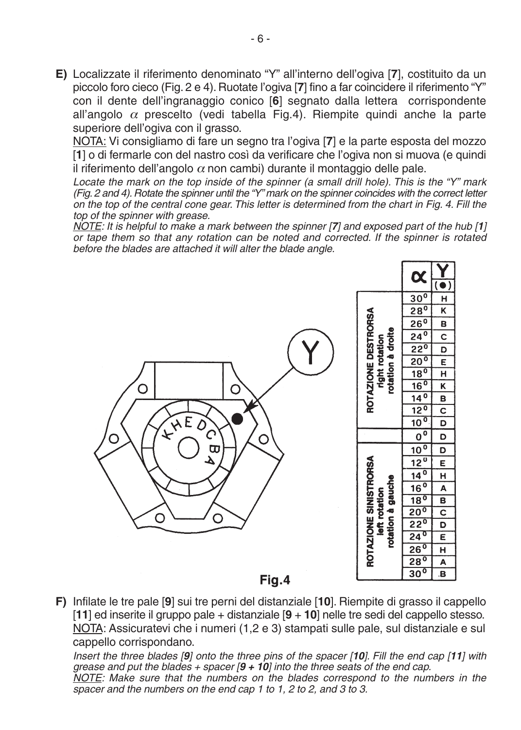**E)** Localizzate il riferimento denominato “Y” all’interno dell’ogiva [**7**], costituito da un piccolo foro cieco (Fig. 2 e 4). Ruotate l’ogiva [**7**] fino a far coincidere il riferimento “Y” con il dente dell’ingranaggio conico [**6**] segnato dalla lettera corrispondente all’angolo $\alpha$ prescelto (vedi tabella Fig.4). Riempite quindi anche la parte superiore dell’ogiva con il grasso.

NOTA: Vi consigliamo di fare un segno tra l’ogiva [**7**] e la parte esposta del mozzo [**1**] o di fermarle con del nastro così da verificare che l’ogiva non si muova (e quindi il riferimento dell’angolo $\alpha$ non cambi) durante il montaggio delle pale.

*Locate the mark on the top inside of the spinner (a small drill hole). This is the “Y” mark (Fig. 2 and 4). Rotate the spinner until the “Y” mark on the spinner coincides with the correct letter on the top of the central cone gear. This letter is determined from the chart in Fig. 4. Fill the top of the spinner with grease.*

*NOTE: It is helpful to make a mark between the spinner [**7**] and exposed part of the hub [**1**] or tape them so that any rotation can be noted and corrected. If the spinner is rotated before the blades are attached it will alter the blade angle.*

| | $\alpha$ | Y (●) |
|---|---|---|
| ROTAZIONE DESTRORSA / right rotation / rotation à droite | 30° | H |
| | 28° | K |
| | 26° | B |
| | 24° | C |
| | 22° | D |
| | 20° | E |
| | 18° | H |
| | 16° | K |
| | 14° | B |
| | 12° | C |
| | 10° | D |
| | 0° | D |
| ROTAZIONE SINISTRORSA / left rotation / rotation à gauche | 10° | D |
| | 12° | E |
| | 14° | H |
| | 16° | A |
| | 18° | B |
| | 20° | C |
| | 22° | D |
| | 24° | E |
| | 26° | H |
| | 28° | A |
| | 30° | B |

Fig.4

**F)** Infilate le tre pale [**9**] sui tre perni del distanziale [**10**]. Riempite di grasso il cappello [**11**] ed inserite il gruppo pale + distanziale [**9** + **10**] nelle tre sedi del cappello stesso.

NOTA: Assicuratevi che i numeri (1,2 e 3) stampati sulle pale, sul distanziale e sul cappello corrispondano.

*Insert the three blades [**9**] onto the three pins of the spacer [**10**]. Fill the end cap [**11**] with grease and put the blades + spacer [**9 + 10**] into the three seats of the end cap.*

*NOTE: Make sure that the numbers on the blades correspond to the numbers in the spacer and the numbers on the end cap 1 to 1, 2 to 2, and 3 to 3.*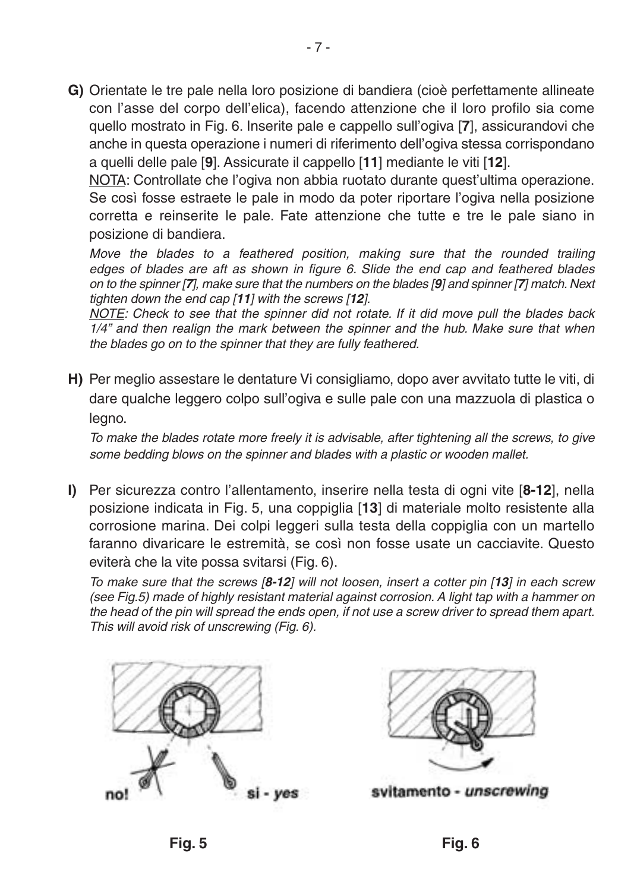**G)** Orientate le tre pale nella loro posizione di bandiera (cioè perfettamente allineate con l'asse del corpo dell'elica), facendo attenzione che il loro profilo sia come quello mostrato in Fig. 6. Inserite pale e cappello sull'ogiva [**7**], assicurandovi che anche in questa operazione i numeri di riferimento dell'ogiva stessa corrispondano a quelli delle pale [**9**]. Assicurate il cappello [**11**] mediante le viti [**12**].

NOTA: Controllate che l'ogiva non abbia ruotato durante quest'ultima operazione. Se così fosse estraete le pale in modo da poter riportare l'ogiva nella posizione corretta e reinserite le pale. Fate attenzione che tutte e tre le pale siano in posizione di bandiera.

*Move the blades to a feathered position, making sure that the rounded trailing edges of blades are aft as shown in figure 6. Slide the end cap and feathered blades on to the spinner [**7**], make sure that the numbers on the blades [**9**] and spinner [**7**] match. Next tighten down the end cap [**11**] with the screws [**12**].*

*NOTE: Check to see that the spinner did not rotate. If it did move pull the blades back 1/4" and then realign the mark between the spinner and the hub. Make sure that when the blades go on to the spinner that they are fully feathered.*

**H)** Per meglio assestare le dentature Vi consigliamo, dopo aver avvitato tutte le viti, di dare qualche leggero colpo sull'ogiva e sulle pale con una mazzuola di plastica o legno.

*To make the blades rotate more freely it is advisable, after tightening all the screws, to give some bedding blows on the spinner and blades with a plastic or wooden mallet.*

**I)** Per sicurezza contro l'allentamento, inserire nella testa di ogni vite [**8-12**], nella posizione indicata in Fig. 5, una coppiglia [**13**] di materiale molto resistente alla corrosione marina. Dei colpi leggeri sulla testa della coppiglia con un martello faranno divaricare le estremità, se così non fosse usate un cacciavite. Questo eviterà che la vite possa svitarsi (Fig. 6).

*To make sure that the screws [**8-12**] will not loosen, insert a cotter pin [**13**] in each screw (see Fig.5) made of highly resistant material against corrosion. A light tap with a hammer on the head of the pin will spread the ends open, if not use a screw driver to spread them apart. This will avoid risk of unscrewing (Fig. 6).*

no! — si - *yes*

**Fig. 5**

svitamento - *unscrewing*

**Fig. 6**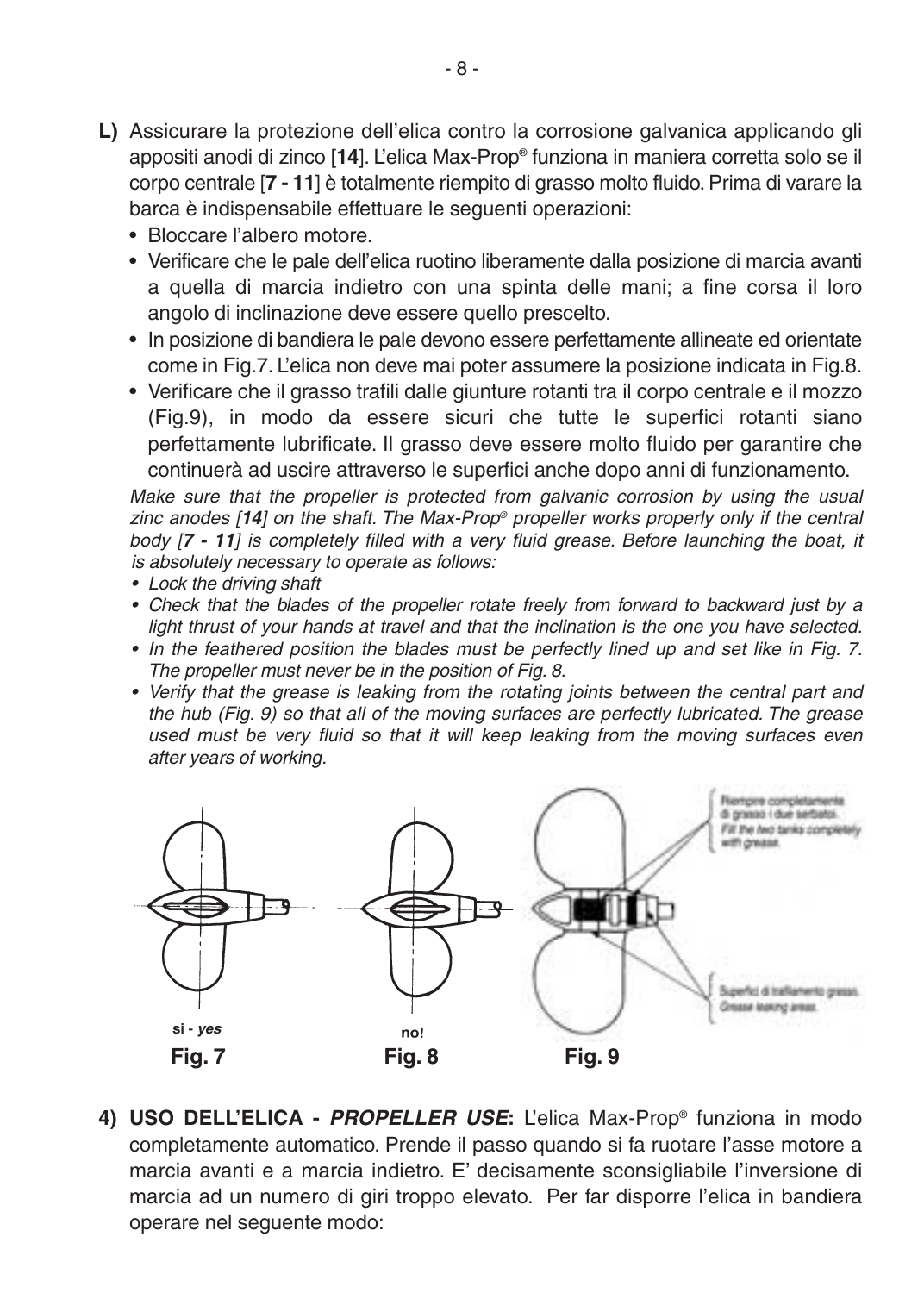**L)** Assicurare la protezione dell'elica contro la corrosione galvanica applicando gli appositi anodi di zinco [**14**]. L'elica Max-Prop® funziona in maniera corretta solo se il corpo centrale [**7 - 11**] è totalmente riempito di grasso molto fluido. Prima di varare la barca è indispensabile effettuare le seguenti operazioni:

- Bloccare l'albero motore.
- Verificare che le pale dell'elica ruotino liberamente dalla posizione di marcia avanti a quella di marcia indietro con una spinta delle mani; a fine corsa il loro angolo di inclinazione deve essere quello prescelto.
- In posizione di bandiera le pale devono essere perfettamente allineate ed orientate come in Fig.7. L'elica non deve mai poter assumere la posizione indicata in Fig.8.
- Verificare che il grasso trafili dalle giunture rotanti tra il corpo centrale e il mozzo (Fig.9), in modo da essere sicuri che tutte le superfici rotanti siano perfettamente lubrificate. Il grasso deve essere molto fluido per garantire che continuerà ad uscire attraverso le superfici anche dopo anni di funzionamento.

*Make sure that the propeller is protected from galvanic corrosion by using the usual zinc anodes [**14**] on the shaft. The Max-Prop® propeller works properly only if the central body [**7 - 11**] is completely filled with a very fluid grease. Before launching the boat, it is absolutely necessary to operate as follows:*

- *Lock the driving shaft*
- *Check that the blades of the propeller rotate freely from forward to backward just by a light thrust of your hands at travel and that the inclination is the one you have selected.*
- *In the feathered position the blades must be perfectly lined up and set like in Fig. 7. The propeller must never be in the position of Fig. 8.*
- *Verify that the grease is leaking from the rotating joints between the central part and the hub (Fig. 9) so that all of the moving surfaces are perfectly lubricated. The grease used must be very fluid so that it will keep leaking from the moving surfaces even after years of working.*

Riempire completamente di grasso i due serbatoi.
*Fill the two tanks completely with grease.*

Superfici di trafilamento grasso.
*Grease leaking areas.*

si - *yes*

**Fig. 7**

no!

**Fig. 8**

**Fig. 9**

**4) USO DELL'ELICA - *PROPELLER USE*:** L'elica Max-Prop® funziona in modo completamente automatico. Prende il passo quando si fa ruotare l'asse motore a marcia avanti e a marcia indietro. E' decisamente sconsigliabile l'inversione di marcia ad un numero di giri troppo elevato. Per far disporre l'elica in bandiera operare nel seguente modo: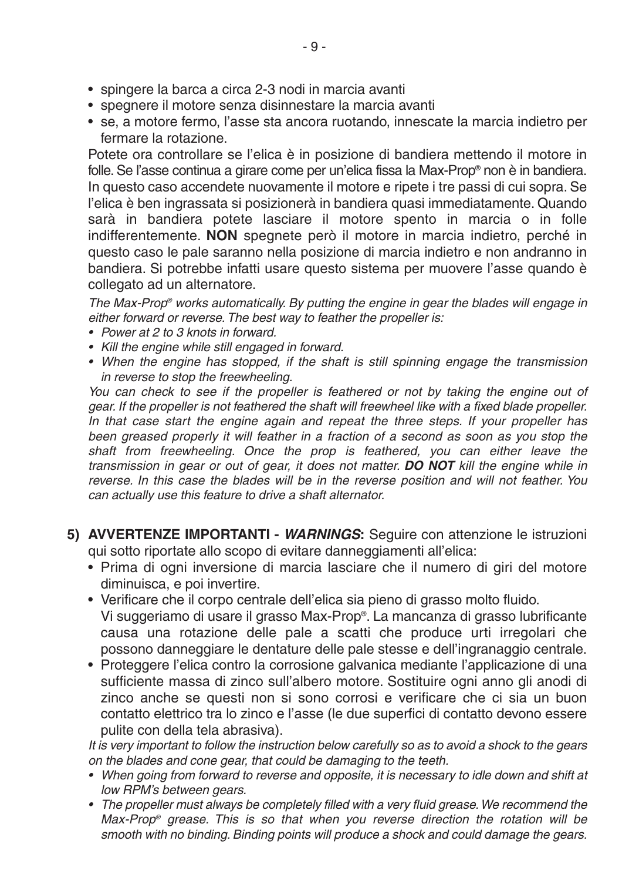- spingere la barca a circa 2-3 nodi in marcia avanti
- spegnere il motore senza disinnestare la marcia avanti
- se, a motore fermo, l'asse sta ancora ruotando, innescate la marcia indietro per fermare la rotazione.

Potete ora controllare se l'elica è in posizione di bandiera mettendo il motore in folle. Se l'asse continua a girare come per un'elica fissa la Max-Prop® non è in bandiera. In questo caso accendete nuovamente il motore e ripete i tre passi di cui sopra. Se l'elica è ben ingrassata si posizionerà in bandiera quasi immediatamente. Quando sarà in bandiera potete lasciare il motore spento in marcia o in folle indifferentemente. **NON** spegnete però il motore in marcia indietro, perché in questo caso le pale saranno nella posizione di marcia indietro e non andranno in bandiera. Si potrebbe infatti usare questo sistema per muovere l'asse quando è collegato ad un alternatore.

*The Max-Prop® works automatically. By putting the engine in gear the blades will engage in either forward or reverse. The best way to feather the propeller is:*

- *Power at 2 to 3 knots in forward.*
- *Kill the engine while still engaged in forward.*
- *When the engine has stopped, if the shaft is still spinning engage the transmission in reverse to stop the freewheeling.*

*You can check to see if the propeller is feathered or not by taking the engine out of gear. If the propeller is not feathered the shaft will freewheel like with a fixed blade propeller. In that case start the engine again and repeat the three steps. If your propeller has been greased properly it will feather in a fraction of a second as soon as you stop the shaft from freewheeling. Once the prop is feathered, you can either leave the transmission in gear or out of gear, it does not matter.* ***DO NOT*** *kill the engine while in reverse. In this case the blades will be in the reverse position and will not feather. You can actually use this feature to drive a shaft alternator.*

**5) AVVERTENZE IMPORTANTI -** ***WARNINGS*****:** Seguire con attenzione le istruzioni qui sotto riportate allo scopo di evitare danneggiamenti all'elica:

- Prima di ogni inversione di marcia lasciare che il numero di giri del motore diminuisca, e poi invertire.
- Verificare che il corpo centrale dell'elica sia pieno di grasso molto fluido. Vi suggeriamo di usare il grasso Max-Prop®. La mancanza di grasso lubrificante causa una rotazione delle pale a scatti che produce urti irregolari che possono danneggiare le dentature delle pale stesse e dell'ingranaggio centrale.
- Proteggere l'elica contro la corrosione galvanica mediante l'applicazione di una sufficiente massa di zinco sull'albero motore. Sostituire ogni anno gli anodi di zinco anche se questi non si sono corrosi e verificare che ci sia un buon contatto elettrico tra lo zinco e l'asse (le due superfici di contatto devono essere pulite con della tela abrasiva).

*It is very important to follow the instruction below carefully so as to avoid a shock to the gears on the blades and cone gear, that could be damaging to the teeth.*

- *When going from forward to reverse and opposite, it is necessary to idle down and shift at low RPM's between gears.*
- *The propeller must always be completely filled with a very fluid grease. We recommend the Max-Prop® grease. This is so that when you reverse direction the rotation will be smooth with no binding. Binding points will produce a shock and could damage the gears.*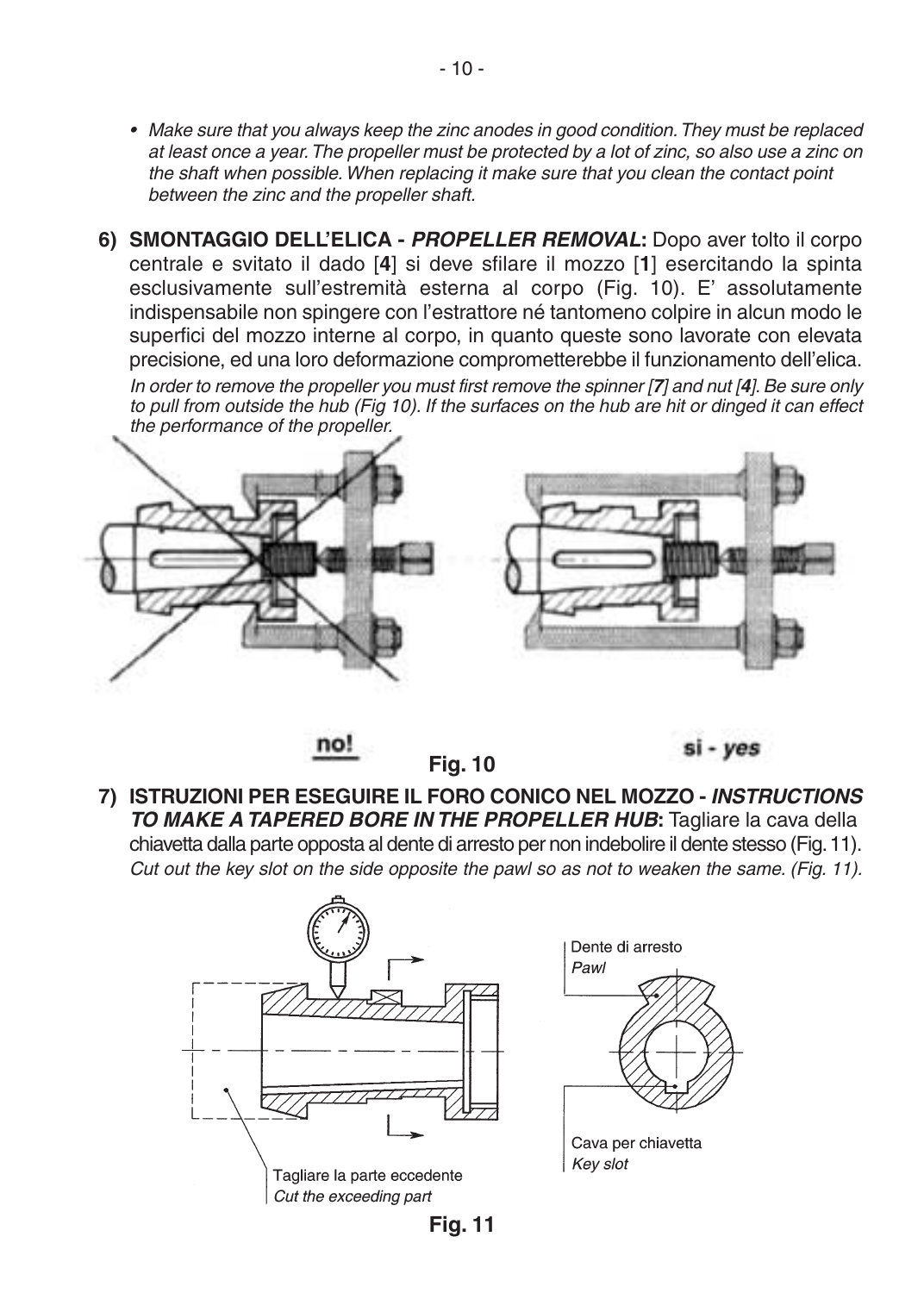- *Make sure that you always keep the zinc anodes in good condition. They must be replaced at least once a year. The propeller must be protected by a lot of zinc, so also use a zinc on the shaft when possible. When replacing it make sure that you clean the contact point between the zinc and the propeller shaft.*

**6) SMONTAGGIO DELL'ELICA - *PROPELLER REMOVAL*:** Dopo aver tolto il corpo centrale e svitato il dado [**4**] si deve sfilare il mozzo [**1**] esercitando la spinta esclusivamente sull'estremità esterna al corpo (Fig. 10). E' assolutamente indispensabile non spingere con l'estrattore né tantomeno colpire in alcun modo le superfici del mozzo interne al corpo, in quanto queste sono lavorate con elevata precisione, ed una loro deformazione comprometterebbe il funzionamento dell'elica.

*In order to remove the propeller you must first remove the spinner [**7**] and nut [**4**]. Be sure only to pull from outside the hub (Fig 10). If the surfaces on the hub are hit or dinged it can effect the performance of the propeller.*

no! — si - *yes*

**Fig. 10**

**7) ISTRUZIONI PER ESEGUIRE IL FORO CONICO NEL MOZZO - *INSTRUCTIONS TO MAKE A TAPERED BORE IN THE PROPELLER HUB*:** Tagliare la cava della chiavetta dalla parte opposta al dente di arresto per non indebolire il dente stesso (Fig. 11).

*Cut out the key slot on the side opposite the pawl so as not to weaken the same. (Fig. 11).*

Dente di arresto
*Pawl*

Cava per chiavetta
*Key slot*

Tagliare la parte eccedente
*Cut the exceeding part*

**Fig. 11**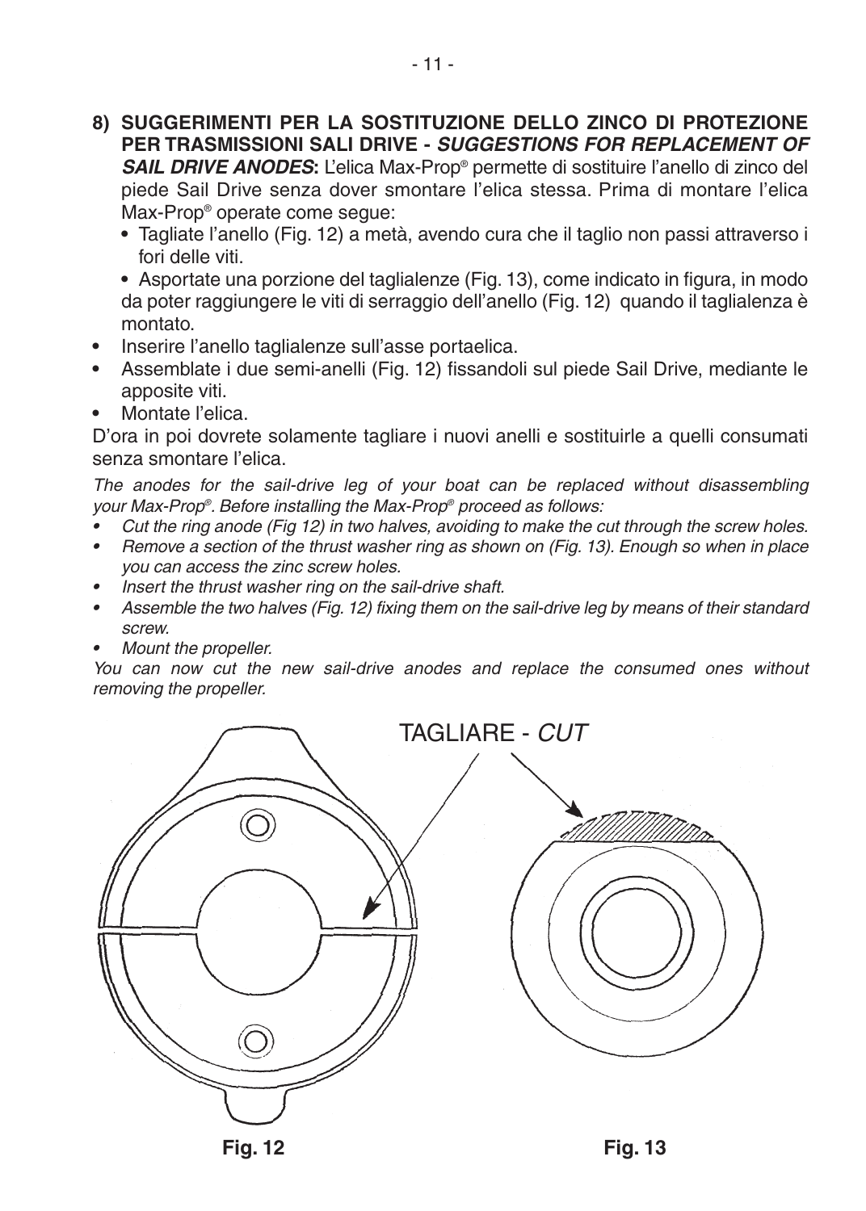**8) SUGGERIMENTI PER LA SOSTITUZIONE DELLO ZINCO DI PROTEZIONE PER TRASMISSIONI SALI DRIVE - *SUGGESTIONS FOR REPLACEMENT OF SAIL DRIVE ANODES*:** L'elica Max-Prop® permette di sostituire l'anello di zinco del piede Sail Drive senza dover smontare l'elica stessa. Prima di montare l'elica Max-Prop® operate come segue:

- Tagliate l'anello (Fig. 12) a metà, avendo cura che il taglio non passi attraverso i fori delle viti.
- Asportate una porzione del taglialenze (Fig. 13), come indicato in figura, in modo da poter raggiungere le viti di serraggio dell'anello (Fig. 12) quando il taglialenza è montato.
- Inserire l'anello taglialenze sull'asse portaelica.
- Assemblate i due semi-anelli (Fig. 12) fissandoli sul piede Sail Drive, mediante le apposite viti.
- Montate l'elica.

D'ora in poi dovrete solamente tagliare i nuovi anelli e sostituirle a quelli consumati senza smontare l'elica.

*The anodes for the sail-drive leg of your boat can be replaced without disassembling your Max-Prop®. Before installing the Max-Prop® proceed as follows:*

- *Cut the ring anode (Fig 12) in two halves, avoiding to make the cut through the screw holes.*
- *Remove a section of the thrust washer ring as shown on (Fig. 13). Enough so when in place you can access the zinc screw holes.*
- *Insert the thrust washer ring on the sail-drive shaft.*
- *Assemble the two halves (Fig. 12) fixing them on the sail-drive leg by means of their standard screw.*
- *Mount the propeller.*

*You can now cut the new sail-drive anodes and replace the consumed ones without removing the propeller.*

TAGLIARE - *CUT*

**Fig. 12**

**Fig. 13**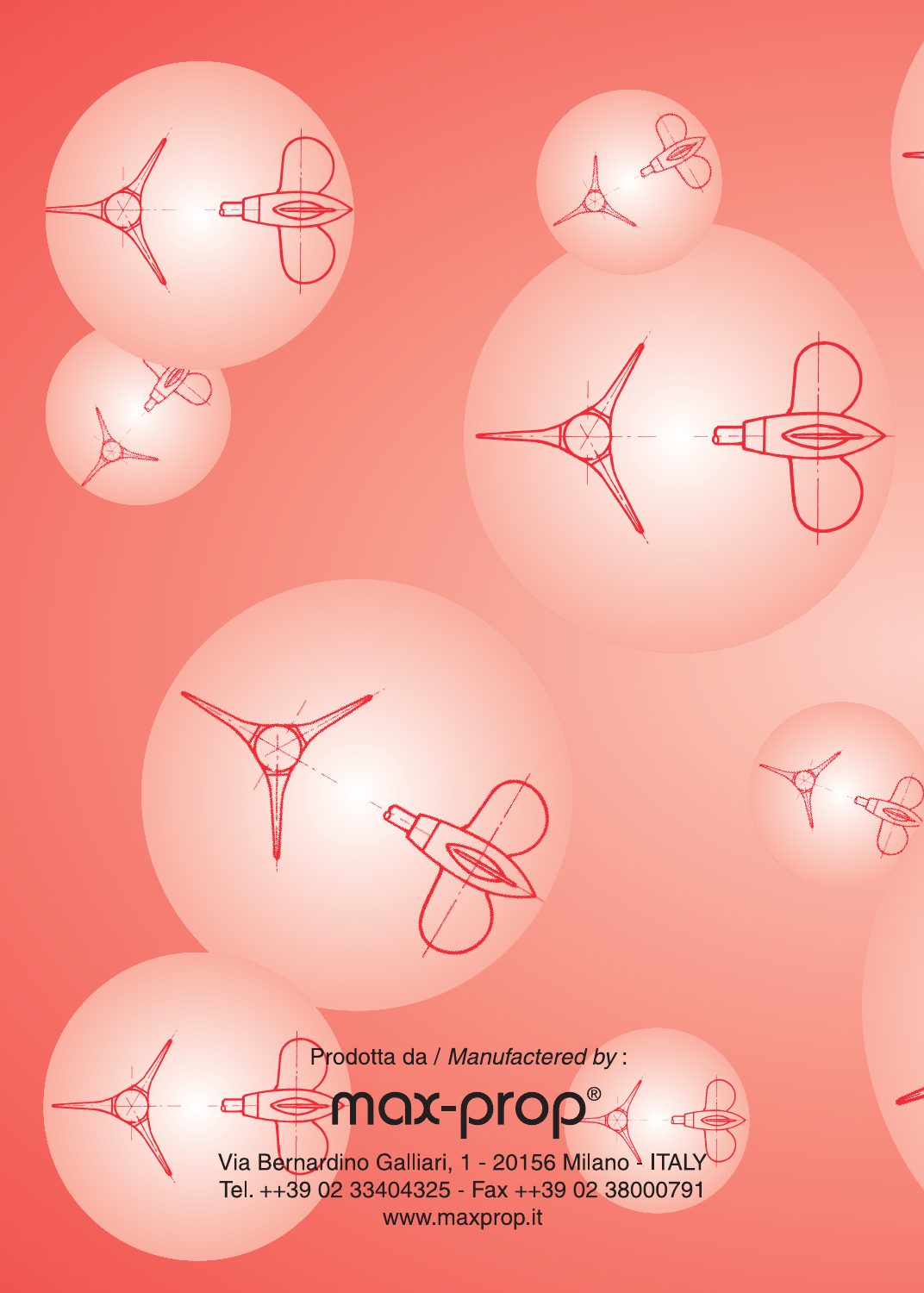Prodotta da / *Manufactered by* :

max-prop®

Via Bernardino Galliari, 1 - 20156 Milano - ITALY
Tel. ++39 02 33404325 - Fax ++39 02 38000791
www.maxprop.it